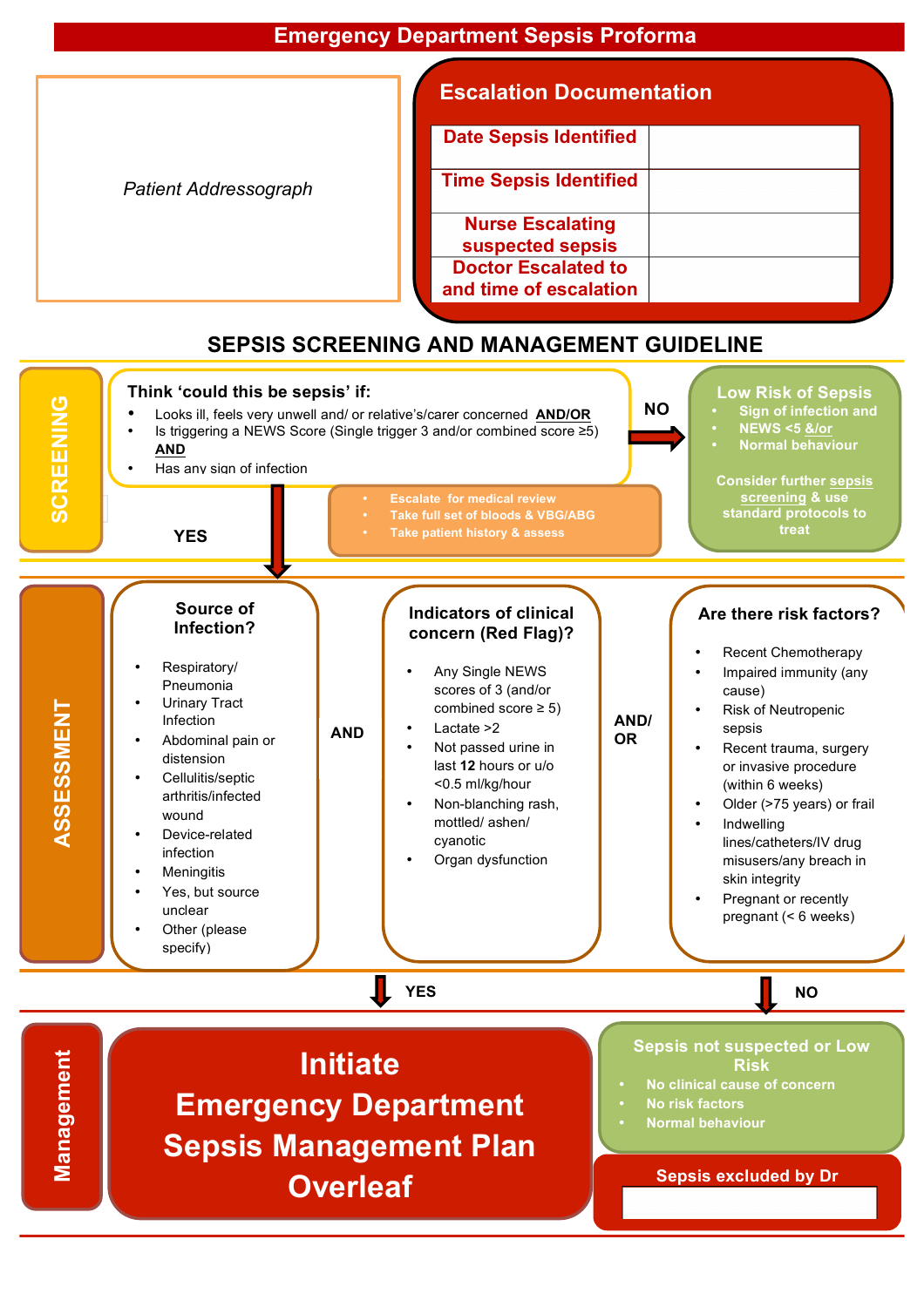# Emergency Department Sepsis Proforma

*Patient Addressograph*

## Escalation Documentation

| | |
|---|---|
| Date Sepsis Identified | |
| Time Sepsis Identified | |
| Nurse Escalating suspected sepsis | |
| Doctor Escalated to and time of escalation | |

## SEPSIS SCREENING AND MANAGEMENT GUIDELINE

### SCREENING

**Think 'could this be sepsis' if:**

- Looks ill, feels very unwell and/ or relative's/carer concerned **AND/OR**
- Is triggering a NEWS Score (Single trigger 3 and/or combined score ≥5) **AND**
- Has any sign of infection

**NO** →

**Low Risk of Sepsis**

- Sign of infection and
- NEWS <5 &/or
- Normal behaviour

Consider further sepsis screening & use standard protocols to treat

**YES** ↓

- Escalate for medical review
- Take full set of bloods & VBG/ABG
- Take patient history & assess

### ASSESSMENT

**Source of Infection?**

- Respiratory/ Pneumonia
- Urinary Tract Infection
- Abdominal pain or distension
- Cellulitis/septic arthritis/infected wound
- Device-related infection
- Meningitis
- Yes, but source unclear
- Other (please specify)

**AND**

**Indicators of clinical concern (Red Flag)?**

- Any Single NEWS scores of 3 (and/or combined score ≥ 5)
- Lactate >2
- Not passed urine in last **12** hours or u/o <0.5 ml/kg/hour
- Non-blanching rash, mottled/ ashen/ cyanotic
- Organ dysfunction

**AND/ OR**

**Are there risk factors?**

- Recent Chemotherapy
- Impaired immunity (any cause)
- Risk of Neutropenic sepsis
- Recent trauma, surgery or invasive procedure (within 6 weeks)
- Older (>75 years) or frail
- Indwelling lines/catheters/IV drug misusers/any breach in skin integrity
- Pregnant or recently pregnant (< 6 weeks)

**YES** ↓ **NO** ↓

### Management

**YES:**

**Initiate Emergency Department Sepsis Management Plan Overleaf**

**NO:**

**Sepsis not suspected or Low Risk**

- No clinical cause of concern
- No risk factors
- Normal behaviour

**Sepsis excluded by Dr**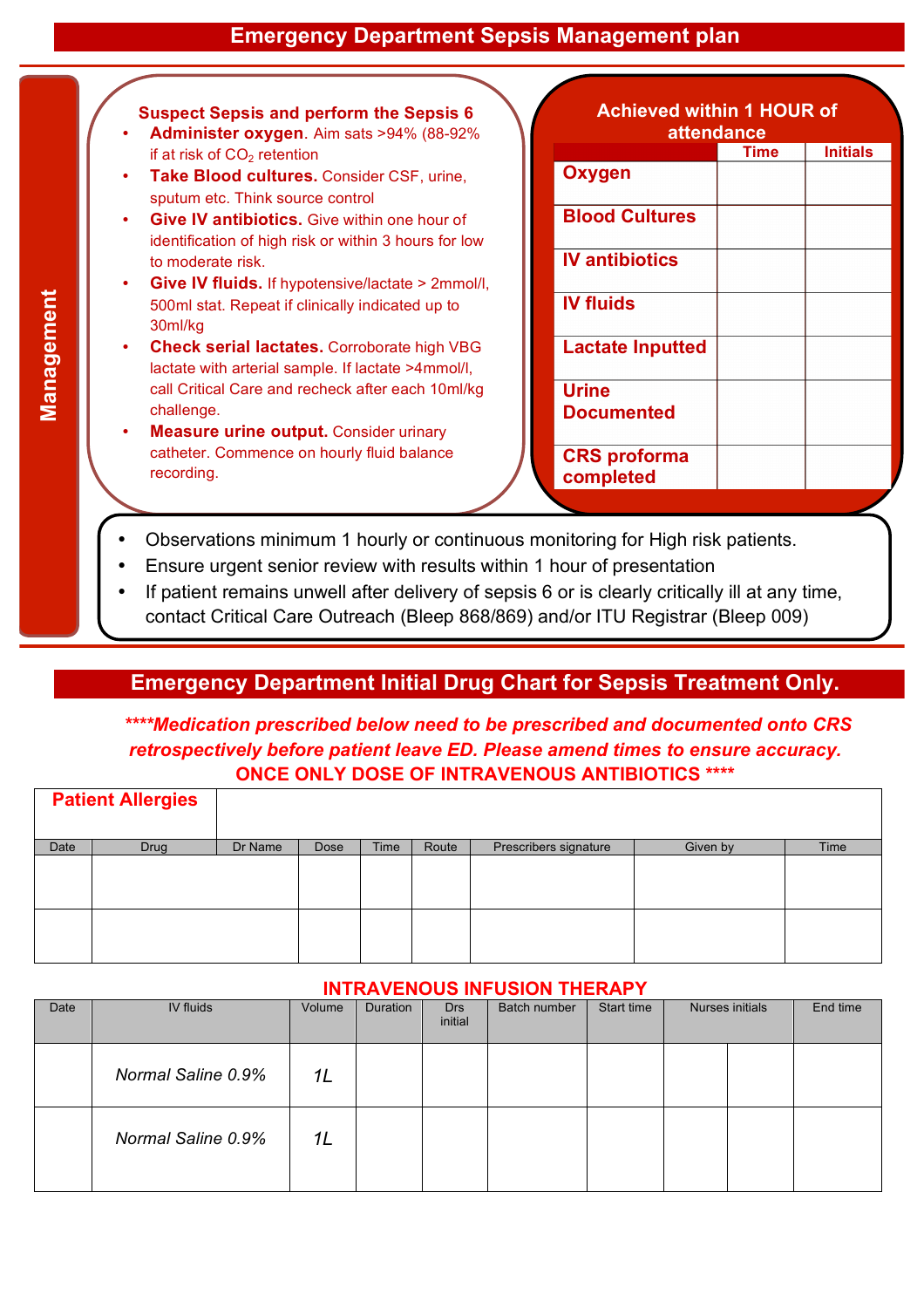# Emergency Department Sepsis Management plan

## Management

**Suspect Sepsis and perform the Sepsis 6**

- **Administer oxygen.** Aim sats >94% (88-92% if at risk of $CO_2$ retention
- **Take Blood cultures.** Consider CSF, urine, sputum etc. Think source control
- **Give IV antibiotics.** Give within one hour of identification of high risk or within 3 hours for low to moderate risk.
- **Give IV fluids.** If hypotensive/lactate > 2mmol/l, 500ml stat. Repeat if clinically indicated up to 30ml/kg
- **Check serial lactates.** Corroborate high VBG lactate with arterial sample. If lactate >4mmol/l, call Critical Care and recheck after each 10ml/kg challenge.
- **Measure urine output.** Consider urinary catheter. Commence on hourly fluid balance recording.

**Achieved within 1 HOUR of attendance**

| | Time | Initials |
|---|---|---|
| **Oxygen** | | |
| **Blood Cultures** | | |
| **IV antibiotics** | | |
| **IV fluids** | | |
| **Lactate Inputted** | | |
| **Urine Documented** | | |
| **CRS proforma completed** | | |

- Observations minimum 1 hourly or continuous monitoring for High risk patients.
- Ensure urgent senior review with results within 1 hour of presentation
- If patient remains unwell after delivery of sepsis 6 or is clearly critically ill at any time, contact Critical Care Outreach (Bleep 868/869) and/or ITU Registrar (Bleep 009)

# Emergency Department Initial Drug Chart for Sepsis Treatment Only.

***\*\*\*\*Medication prescribed below need to be prescribed and documented onto CRS retrospectively before patient leave ED. Please amend times to ensure accuracy.***

**ONCE ONLY DOSE OF INTRAVENOUS ANTIBIOTICS \*\*\*\***

**Patient Allergies**

| Date | Drug | Dr Name | Dose | Time | Route | Prescribers signature | Given by | Time |
|---|---|---|---|---|---|---|---|---|
| | | | | | | | | |
| | | | | | | | | |

## INTRAVENOUS INFUSION THERAPY

| Date | IV fluids | Volume | Duration | Drs initial | Batch number | Start time | Nurses initials | | End time |
|---|---|---|---|---|---|---|---|---|---|
| | *Normal Saline 0.9%* | *1L* | | | | | | | |
| | *Normal Saline 0.9%* | *1L* | | | | | | | |